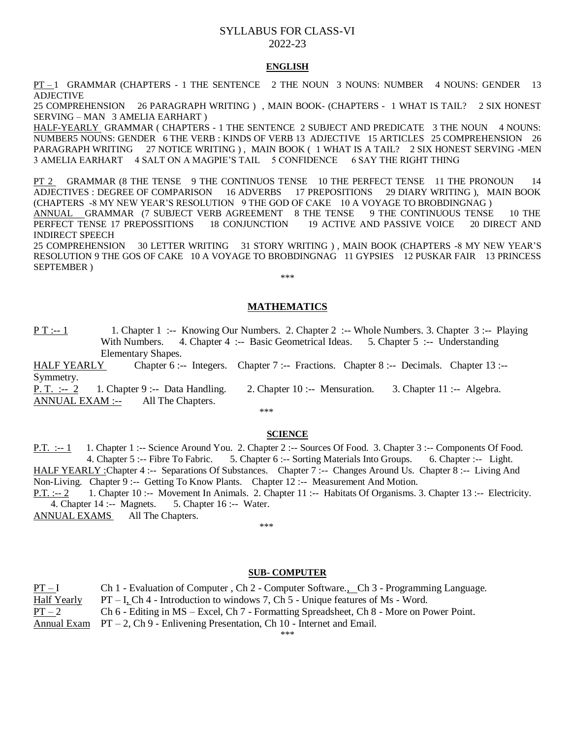# SYLLABUS FOR CLASS-VI
# 2022-23

## ENGLISH

PT – 1 GRAMMAR (CHAPTERS - 1 THE SENTENCE 2 THE NOUN 3 NOUNS: NUMBER 4 NOUNS: GENDER 13 ADJECTIVE 25 COMPREHENSION 26 PARAGRAPH WRITING ) , MAIN BOOK- (CHAPTERS - 1 WHAT IS TAIL? 2 SIX HONEST SERVING – MAN 3 AMELIA EARHART )

HALF-YEARLY GRAMMAR ( CHAPTERS - 1 THE SENTENCE 2 SUBJECT AND PREDICATE 3 THE NOUN 4 NOUNS: NUMBER5 NOUNS: GENDER 6 THE VERB : KINDS OF VERB 13 ADJECTIVE 15 ARTICLES 25 COMPREHENSION 26 PARAGRAPH WRITING 27 NOTICE WRITING ) , MAIN BOOK ( 1 WHAT IS A TAIL? 2 SIX HONEST SERVING -MEN 3 AMELIA EARHART 4 SALT ON A MAGPIE'S TAIL 5 CONFIDENCE 6 SAY THE RIGHT THING

PT 2 GRAMMAR (8 THE TENSE 9 THE CONTINUOS TENSE 10 THE PERFECT TENSE 11 THE PRONOUN 14 ADJECTIVES : DEGREE OF COMPARISON 16 ADVERBS 17 PREPOSITIONS 29 DIARY WRITING ), MAIN BOOK (CHAPTERS -8 MY NEW YEAR'S RESOLUTION 9 THE GOD OF CAKE 10 A VOYAGE TO BROBDINGNAG )

ANNUAL GRAMMAR (7 SUBJECT VERB AGREEMENT 8 THE TENSE 9 THE CONTINUOUS TENSE 10 THE PERFECT TENSE 17 PREPOSSITIONS 18 CONJUNCTION 19 ACTIVE AND PASSIVE VOICE 20 DIRECT AND INDIRECT SPEECH 25 COMPREHENSION 30 LETTER WRITING 31 STORY WRITING ) , MAIN BOOK (CHAPTERS -8 MY NEW YEAR'S RESOLUTION 9 THE GOS OF CAKE 10 A VOYAGE TO BROBDINGNAG 11 GYPSIES 12 PUSKAR FAIR 13 PRINCESS SEPTEMBER )

\*\*\*

## MATHEMATICS

P T :-- 1 1. Chapter 1 :-- Knowing Our Numbers. 2. Chapter 2 :-- Whole Numbers. 3. Chapter 3 :-- Playing With Numbers. 4. Chapter 4 :-- Basic Geometrical Ideas. 5. Chapter 5 :-- Understanding Elementary Shapes.

HALF YEARLY Chapter 6 :-- Integers. Chapter 7 :-- Fractions. Chapter 8 :-- Decimals. Chapter 13 :-- Symmetry.

P. T. :-- 2 1. Chapter 9 :-- Data Handling. 2. Chapter 10 :-- Mensuration. 3. Chapter 11 :-- Algebra.

ANNUAL EXAM :-- All The Chapters.

\*\*\*

## SCIENCE

P.T. :-- 1 1. Chapter 1 :-- Science Around You. 2. Chapter 2 :-- Sources Of Food. 3. Chapter 3 :-- Components Of Food. 4. Chapter 5 :-- Fibre To Fabric. 5. Chapter 6 :-- Sorting Materials Into Groups. 6. Chapter :-- Light.

HALF YEARLY :Chapter 4 :-- Separations Of Substances. Chapter 7 :-- Changes Around Us. Chapter 8 :-- Living And Non-Living. Chapter 9 :-- Getting To Know Plants. Chapter 12 :-- Measurement And Motion.

P.T. :-- 2 1. Chapter 10 :-- Movement In Animals. 2. Chapter 11 :-- Habitats Of Organisms. 3. Chapter 13 :-- Electricity. 4. Chapter 14 :-- Magnets. 5. Chapter 16 :-- Water.

ANNUAL EXAMS All The Chapters.

\*\*\*

## SUB- COMPUTER

PT – I Ch 1 - Evaluation of Computer , Ch 2 - Computer Software., Ch 3 - Programming Language.

Half Yearly PT – I, Ch 4 - Introduction to windows 7, Ch 5 - Unique features of Ms - Word.

PT – 2 Ch 6 - Editing in MS – Excel, Ch 7 - Formatting Spreadsheet, Ch 8 - More on Power Point.

Annual Exam PT – 2, Ch 9 - Enlivening Presentation, Ch 10 - Internet and Email.

\*\*\*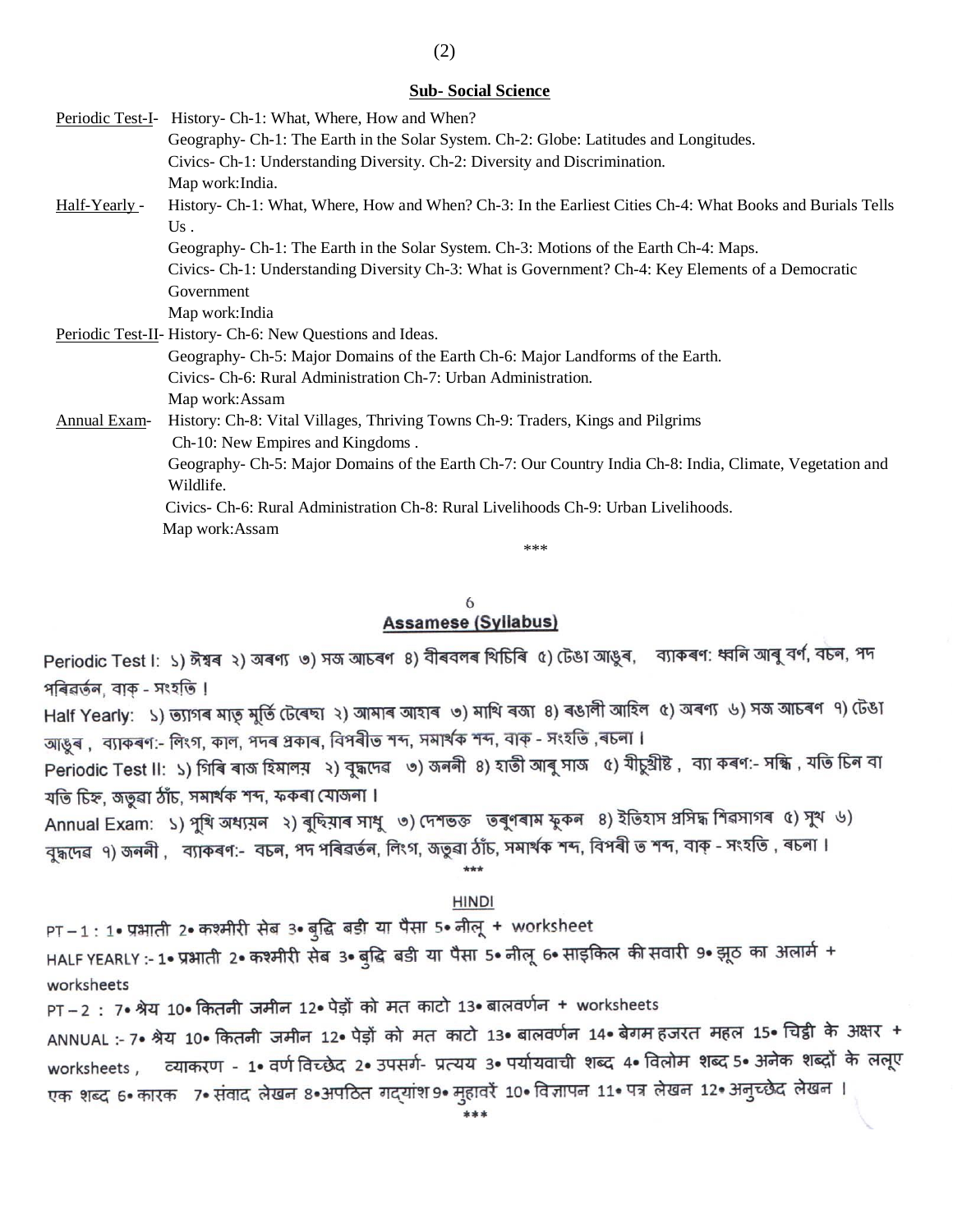## Sub- Social Science

Periodic Test-I- History- Ch-1: What, Where, How and When?
Geography- Ch-1: The Earth in the Solar System. Ch-2: Globe: Latitudes and Longitudes.
Civics- Ch-1: Understanding Diversity. Ch-2: Diversity and Discrimination.
Map work:India.

Half-Yearly - History- Ch-1: What, Where, How and When? Ch-3: In the Earliest Cities Ch-4: What Books and Burials Tells Us .
Geography- Ch-1: The Earth in the Solar System. Ch-3: Motions of the Earth Ch-4: Maps.
Civics- Ch-1: Understanding Diversity Ch-3: What is Government? Ch-4: Key Elements of a Democratic Government
Map work:India

Periodic Test-II- History- Ch-6: New Questions and Ideas.
Geography- Ch-5: Major Domains of the Earth Ch-6: Major Landforms of the Earth.
Civics- Ch-6: Rural Administration Ch-7: Urban Administration.
Map work:Assam

Annual Exam- History: Ch-8: Vital Villages, Thriving Towns Ch-9: Traders, Kings and Pilgrims Ch-10: New Empires and Kingdoms .
Geography- Ch-5: Major Domains of the Earth Ch-7: Our Country India Ch-8: India, Climate, Vegetation and Wildlife.
Civics- Ch-6: Rural Administration Ch-8: Rural Livelihoods Ch-9: Urban Livelihoods.
Map work:Assam

***

6

## Assamese (Syllabus)

Periodic Test I: ১) ঈশ্বৰ ২) অৰণ্য ৩) সজ আচৰণ ৪) বীৰবলৰ থিচিৰি ৫) টেঙা আঙুৰ, ব্যাকৰণ: ধ্বনি আৰু বৰ্ণ, বচন, পদ পৰিৱৰ্তন, বাক্ - সংহতি ।

Half Yearly: ১) ত্যাগৰ মাতৃ মূৰ্তি টেৰেছা ২) আমাৰ আহাৰ ৩) মাখি ৰজা ৪) ৰঙালী আহিল ৫) অৰণ্য ৬) সজ আচৰণ ৭) টেঙা আঙুৰ , ব্যাকৰণ:- লিংগ, কাল, পদৰ প্ৰকাৰ, বিপৰীত শব্দ, সমাৰ্থক শব্দ, বাক্ - সংহতি ,ৰচনা ।

Periodic Test II: ১) গিৰি ৰাজ হিমালয় ২) বুদ্ধদেৱ ৩) জননী ৪) হাতী আৰু সাজ ৫) যীচুখ্ৰীষ্ট , ব্যা কৰণ:- সন্ধি , যতি চিন বা যতি চিহ্ন, জতুৱা ঠাঁচ, সমাৰ্থক শব্দ, ফকৰা যোজনা ।

Annual Exam: ১) পুথি অধ্যয়ন ২) বুদ্ধিয়াৰ সাধু ৩) দেশভক্ত তৰুণৰাম ফুকন ৪) ইতিহাস প্ৰসিদ্ধ শিৱসাগৰ ৫) সুখ ৬) বুদ্ধদেৱ ৭) জননী , ব্যাকৰণ:- বচন, পদ পৰিৱৰ্তন, লিংগ, জতুৱা ঠাঁচ, সমাৰ্থক শব্দ, বিপৰী ত শব্দ, বাক্ - সংহতি , ৰচনা ।

***

## HINDI

PT – 1 : 1• प्रभाती 2• कश्मीरी सेब 3• बुद्धि बड़ी या पैसा 5• नीलू + worksheet

HALF YEARLY :- 1• प्रभाती 2• कश्मीरी सेब 3• बुद्धि बडी या पैसा 5• नीलू 6• साइकिल की सवारी 9• झूठ का अलार्म + worksheets

PT – 2 : 7• श्रेय 10• कितनी जमीन 12• पेड़ों को मत काटो 13• बालवर्णन + worksheets

ANNUAL :- 7• श्रेय 10• कितनी जमीन 12• पेड़ों को मत काटो 13• बालवर्णन 14• बेगम हजरत महल 15• चिट्ठी के अक्षर + worksheets , व्याकरण - 1• वर्ण विच्छेद 2• उपसर्ग- प्रत्यय 3• पर्यायवाची शब्द 4• विलोम शब्द 5• अनेक शब्दों के ललूए एक शब्द 6• कारक 7• संवाद लेखन 8•अपठित गद्यांश 9• मुहावरें 10• विज्ञापन 11• पत्र लेखन 12• अनुच्छेद लेखन ।

***